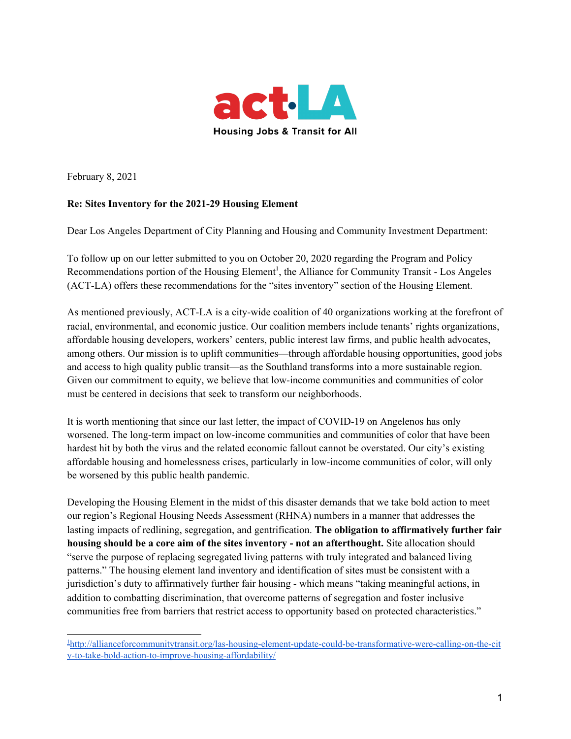act·LA

Housing Jobs & Transit for All

February 8, 2021

**Re: Sites Inventory for the 2021-29 Housing Element**

Dear Los Angeles Department of City Planning and Housing and Community Investment Department:

To follow up on our letter submitted to you on October 20, 2020 regarding the Program and Policy Recommendations portion of the Housing Element[1], the Alliance for Community Transit - Los Angeles (ACT-LA) offers these recommendations for the "sites inventory" section of the Housing Element.

As mentioned previously, ACT-LA is a city-wide coalition of 40 organizations working at the forefront of racial, environmental, and economic justice. Our coalition members include tenants' rights organizations, affordable housing developers, workers' centers, public interest law firms, and public health advocates, among others. Our mission is to uplift communities—through affordable housing opportunities, good jobs and access to high quality public transit—as the Southland transforms into a more sustainable region. Given our commitment to equity, we believe that low-income communities and communities of color must be centered in decisions that seek to transform our neighborhoods.

It is worth mentioning that since our last letter, the impact of COVID-19 on Angelenos has only worsened. The long-term impact on low-income communities and communities of color that have been hardest hit by both the virus and the related economic fallout cannot be overstated. Our city's existing affordable housing and homelessness crises, particularly in low-income communities of color, will only be worsened by this public health pandemic.

Developing the Housing Element in the midst of this disaster demands that we take bold action to meet our region's Regional Housing Needs Assessment (RHNA) numbers in a manner that addresses the lasting impacts of redlining, segregation, and gentrification. **The obligation to affirmatively further fair housing should be a core aim of the sites inventory - not an afterthought.** Site allocation should "serve the purpose of replacing segregated living patterns with truly integrated and balanced living patterns." The housing element land inventory and identification of sites must be consistent with a jurisdiction's duty to affirmatively further fair housing - which means "taking meaningful actions, in addition to combatting discrimination, that overcome patterns of segregation and foster inclusive communities free from barriers that restrict access to opportunity based on protected characteristics."

---

[1] http://allianceforcommunitytransit.org/las-housing-element-update-could-be-transformative-were-calling-on-the-city-to-take-bold-action-to-improve-housing-affordability/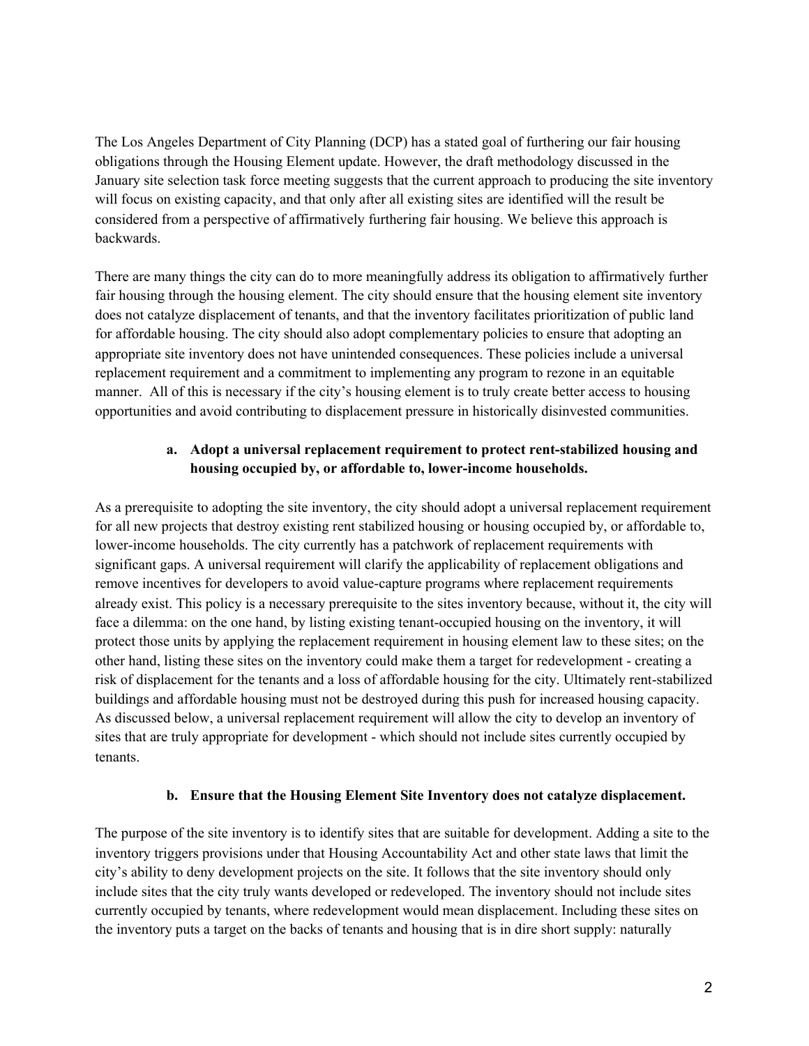The Los Angeles Department of City Planning (DCP) has a stated goal of furthering our fair housing obligations through the Housing Element update. However, the draft methodology discussed in the January site selection task force meeting suggests that the current approach to producing the site inventory will focus on existing capacity, and that only after all existing sites are identified will the result be considered from a perspective of affirmatively furthering fair housing. We believe this approach is backwards.

There are many things the city can do to more meaningfully address its obligation to affirmatively further fair housing through the housing element. The city should ensure that the housing element site inventory does not catalyze displacement of tenants, and that the inventory facilitates prioritization of public land for affordable housing. The city should also adopt complementary policies to ensure that adopting an appropriate site inventory does not have unintended consequences. These policies include a universal replacement requirement and a commitment to implementing any program to rezone in an equitable manner. All of this is necessary if the city's housing element is to truly create better access to housing opportunities and avoid contributing to displacement pressure in historically disinvested communities.

**a. Adopt a universal replacement requirement to protect rent-stabilized housing and housing occupied by, or affordable to, lower-income households.**

As a prerequisite to adopting the site inventory, the city should adopt a universal replacement requirement for all new projects that destroy existing rent stabilized housing or housing occupied by, or affordable to, lower-income households. The city currently has a patchwork of replacement requirements with significant gaps. A universal requirement will clarify the applicability of replacement obligations and remove incentives for developers to avoid value-capture programs where replacement requirements already exist. This policy is a necessary prerequisite to the sites inventory because, without it, the city will face a dilemma: on the one hand, by listing existing tenant-occupied housing on the inventory, it will protect those units by applying the replacement requirement in housing element law to these sites; on the other hand, listing these sites on the inventory could make them a target for redevelopment - creating a risk of displacement for the tenants and a loss of affordable housing for the city. Ultimately rent-stabilized buildings and affordable housing must not be destroyed during this push for increased housing capacity. As discussed below, a universal replacement requirement will allow the city to develop an inventory of sites that are truly appropriate for development - which should not include sites currently occupied by tenants.

**b. Ensure that the Housing Element Site Inventory does not catalyze displacement.**

The purpose of the site inventory is to identify sites that are suitable for development. Adding a site to the inventory triggers provisions under that Housing Accountability Act and other state laws that limit the city's ability to deny development projects on the site. It follows that the site inventory should only include sites that the city truly wants developed or redeveloped. The inventory should not include sites currently occupied by tenants, where redevelopment would mean displacement. Including these sites on the inventory puts a target on the backs of tenants and housing that is in dire short supply: naturally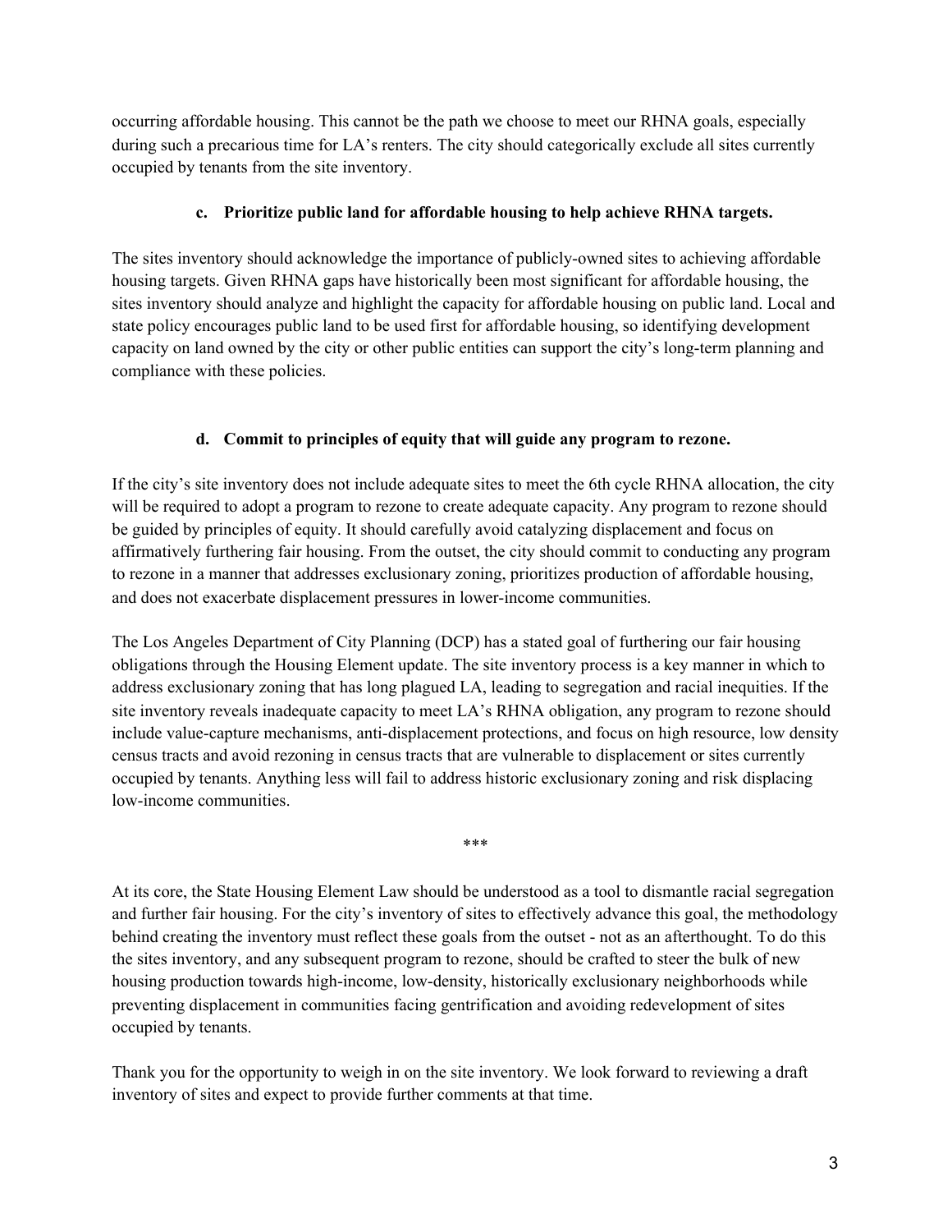occurring affordable housing. This cannot be the path we choose to meet our RHNA goals, especially during such a precarious time for LA's renters. The city should categorically exclude all sites currently occupied by tenants from the site inventory.

### c. Prioritize public land for affordable housing to help achieve RHNA targets.

The sites inventory should acknowledge the importance of publicly-owned sites to achieving affordable housing targets. Given RHNA gaps have historically been most significant for affordable housing, the sites inventory should analyze and highlight the capacity for affordable housing on public land. Local and state policy encourages public land to be used first for affordable housing, so identifying development capacity on land owned by the city or other public entities can support the city's long-term planning and compliance with these policies.

### d. Commit to principles of equity that will guide any program to rezone.

If the city's site inventory does not include adequate sites to meet the 6th cycle RHNA allocation, the city will be required to adopt a program to rezone to create adequate capacity. Any program to rezone should be guided by principles of equity. It should carefully avoid catalyzing displacement and focus on affirmatively furthering fair housing. From the outset, the city should commit to conducting any program to rezone in a manner that addresses exclusionary zoning, prioritizes production of affordable housing, and does not exacerbate displacement pressures in lower-income communities.

The Los Angeles Department of City Planning (DCP) has a stated goal of furthering our fair housing obligations through the Housing Element update. The site inventory process is a key manner in which to address exclusionary zoning that has long plagued LA, leading to segregation and racial inequities. If the site inventory reveals inadequate capacity to meet LA's RHNA obligation, any program to rezone should include value-capture mechanisms, anti-displacement protections, and focus on high resource, low density census tracts and avoid rezoning in census tracts that are vulnerable to displacement or sites currently occupied by tenants. Anything less will fail to address historic exclusionary zoning and risk displacing low-income communities.

***

At its core, the State Housing Element Law should be understood as a tool to dismantle racial segregation and further fair housing. For the city's inventory of sites to effectively advance this goal, the methodology behind creating the inventory must reflect these goals from the outset - not as an afterthought. To do this the sites inventory, and any subsequent program to rezone, should be crafted to steer the bulk of new housing production towards high-income, low-density, historically exclusionary neighborhoods while preventing displacement in communities facing gentrification and avoiding redevelopment of sites occupied by tenants.

Thank you for the opportunity to weigh in on the site inventory. We look forward to reviewing a draft inventory of sites and expect to provide further comments at that time.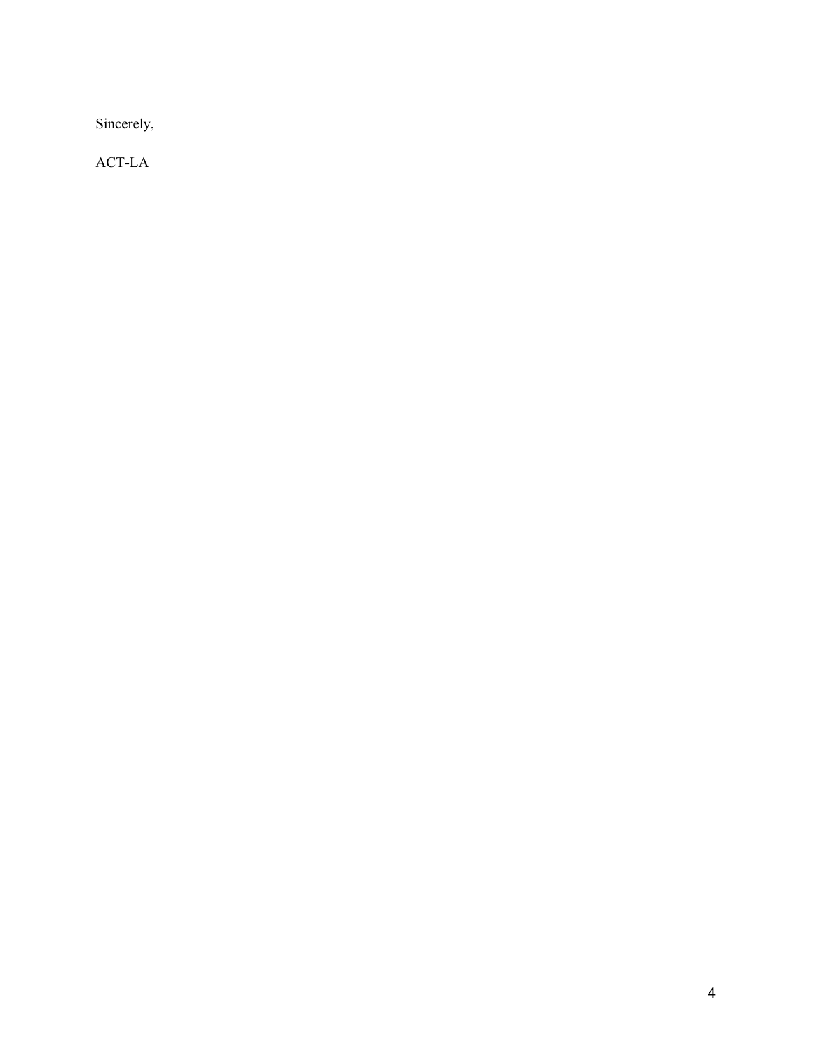Sincerely,

ACT-LA